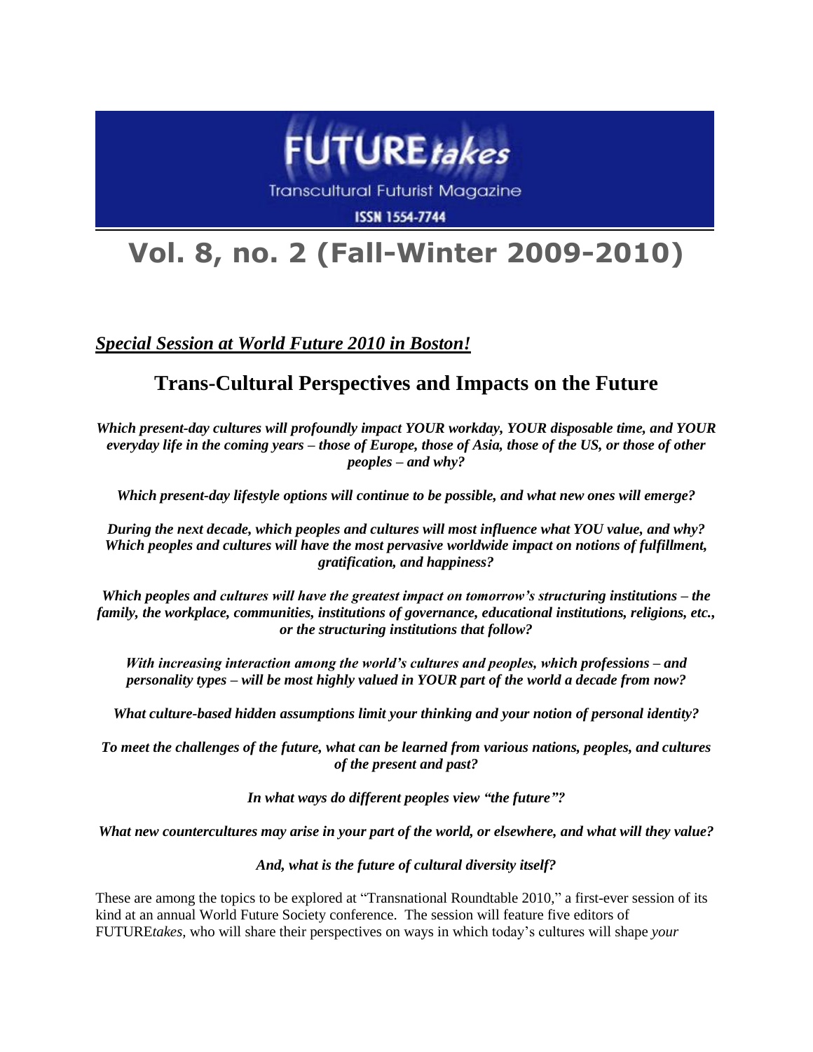# FUTURE*takes*

Transcultural Futurist Magazine

ISSN 1554-7744

# Vol. 8, no. 2 (Fall-Winter 2009-2010)

***Special Session at World Future 2010 in Boston!***

## Trans-Cultural Perspectives and Impacts on the Future

***Which present-day cultures will profoundly impact YOUR workday, YOUR disposable time, and YOUR everyday life in the coming years – those of Europe, those of Asia, those of the US, or those of other peoples – and why?***

***Which present-day lifestyle options will continue to be possible, and what new ones will emerge?***

***During the next decade, which peoples and cultures will most influence what YOU value, and why? Which peoples and cultures will have the most pervasive worldwide impact on notions of fulfillment, gratification, and happiness?***

***Which peoples and cultures will have the greatest impact on tomorrow's structuring institutions – the family, the workplace, communities, institutions of governance, educational institutions, religions, etc., or the structuring institutions that follow?***

***With increasing interaction among the world's cultures and peoples, which professions – and personality types – will be most highly valued in YOUR part of the world a decade from now?***

***What culture-based hidden assumptions limit your thinking and your notion of personal identity?***

***To meet the challenges of the future, what can be learned from various nations, peoples, and cultures of the present and past?***

***In what ways do different peoples view "the future"?***

***What new countercultures may arise in your part of the world, or elsewhere, and what will they value?***

***And, what is the future of cultural diversity itself?***

These are among the topics to be explored at "Transnational Roundtable 2010," a first-ever session of its kind at an annual World Future Society conference. The session will feature five editors of FUTURE*takes*, who will share their perspectives on ways in which today's cultures will shape *your*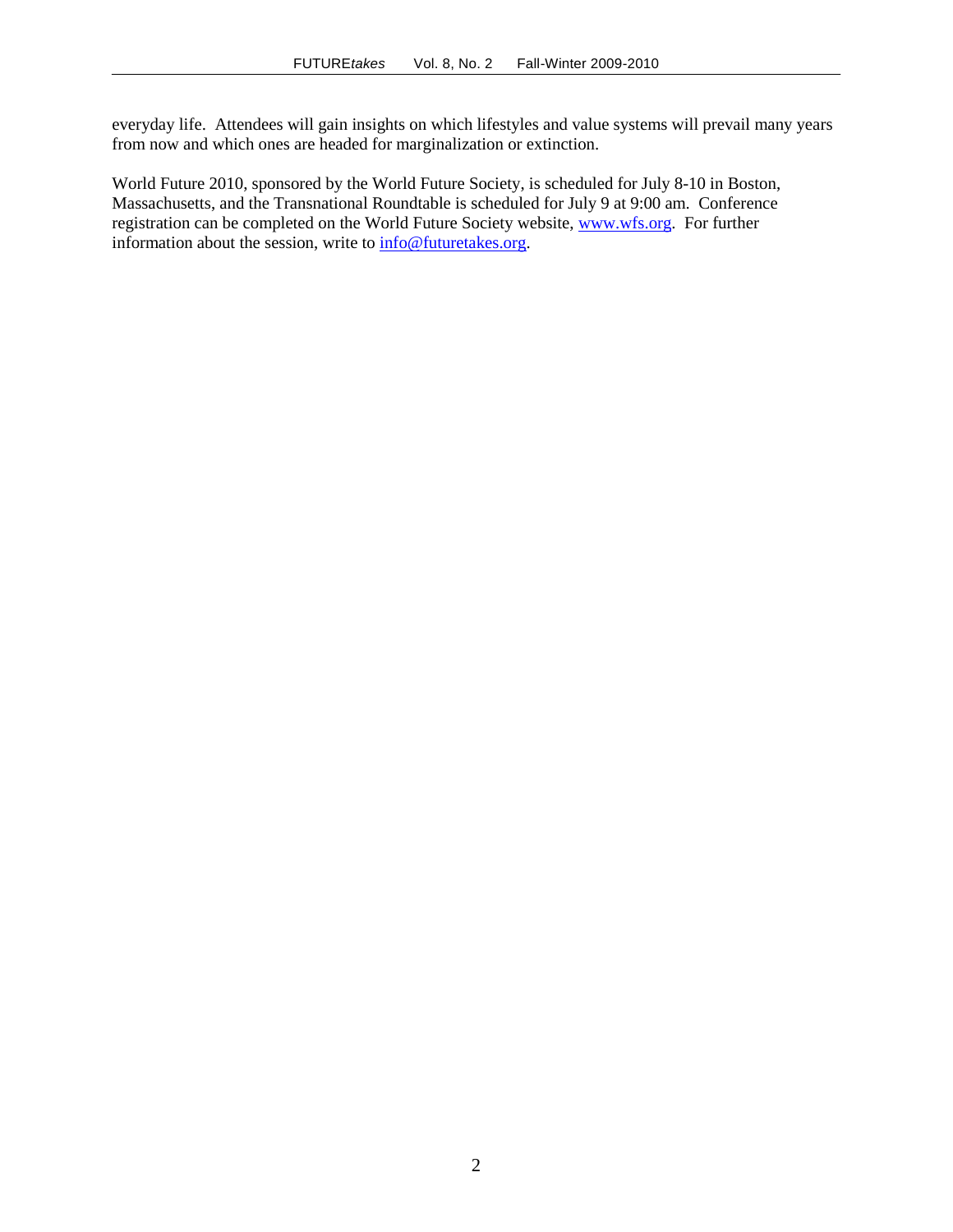everyday life. Attendees will gain insights on which lifestyles and value systems will prevail many years from now and which ones are headed for marginalization or extinction.

World Future 2010, sponsored by the World Future Society, is scheduled for July 8-10 in Boston, Massachusetts, and the Transnational Roundtable is scheduled for July 9 at 9:00 am. Conference registration can be completed on the World Future Society website, www.wfs.org. For further information about the session, write to info@futuretakes.org.